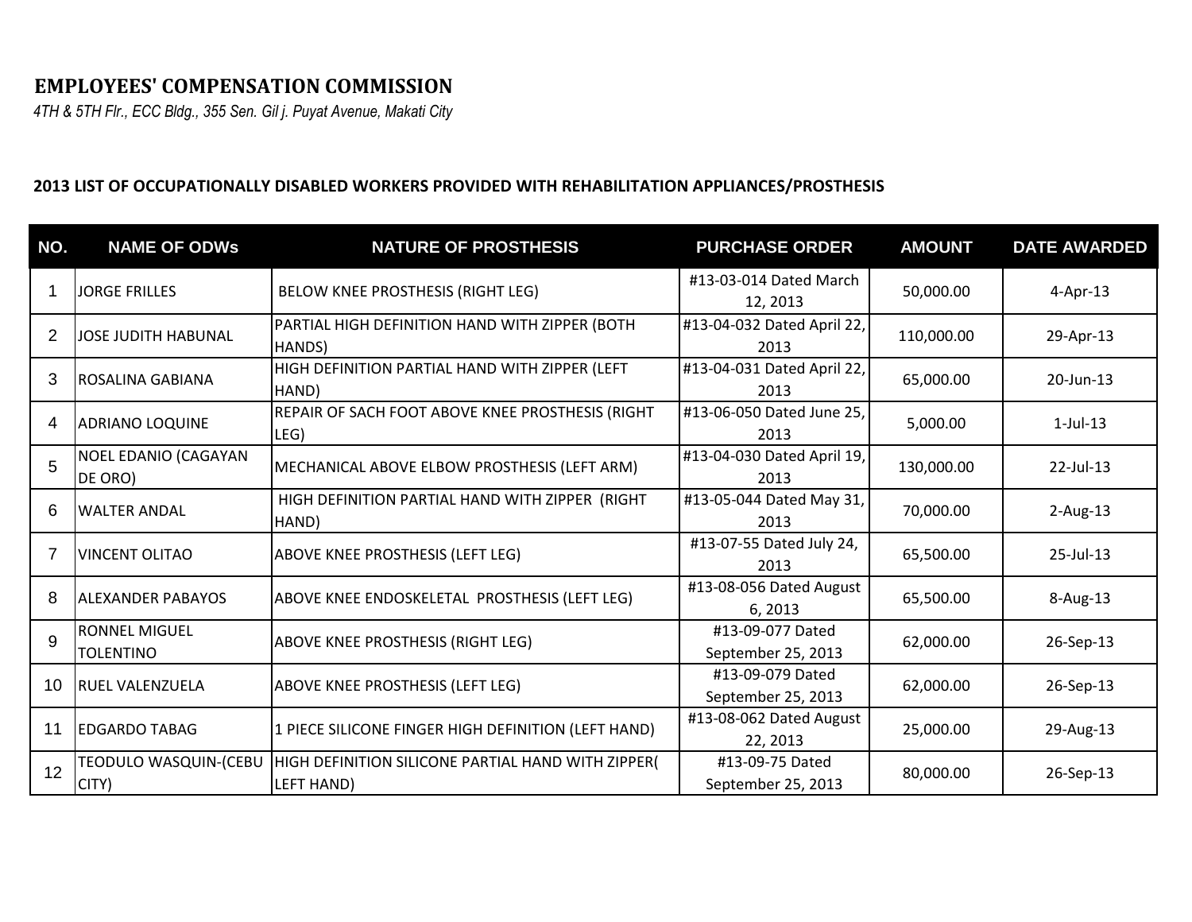# EMPLOYEES' COMPENSATION COMMISSION

*4TH & 5TH Flr., ECC Bldg., 355 Sen. Gil j. Puyat Avenue, Makati City*

**2013 LIST OF OCCUPATIONALLY DISABLED WORKERS PROVIDED WITH REHABILITATION APPLIANCES/PROSTHESIS**

| NO. | NAME OF ODWs | NATURE OF PROSTHESIS | PURCHASE ORDER | AMOUNT | DATE AWARDED |
|---|---|---|---|---|---|
| 1 | JORGE FRILLES | BELOW KNEE PROSTHESIS (RIGHT LEG) | #13-03-014 Dated March 12, 2013 | 50,000.00 | 4-Apr-13 |
| 2 | JOSE JUDITH HABUNAL | PARTIAL HIGH DEFINITION HAND WITH ZIPPER (BOTH HANDS) | #13-04-032 Dated April 22, 2013 | 110,000.00 | 29-Apr-13 |
| 3 | ROSALINA GABIANA | HIGH DEFINITION PARTIAL HAND WITH ZIPPER (LEFT HAND) | #13-04-031 Dated April 22, 2013 | 65,000.00 | 20-Jun-13 |
| 4 | ADRIANO LOQUINE | REPAIR OF SACH FOOT ABOVE KNEE PROSTHESIS (RIGHT LEG) | #13-06-050 Dated June 25, 2013 | 5,000.00 | 1-Jul-13 |
| 5 | NOEL EDANIO (CAGAYAN DE ORO) | MECHANICAL ABOVE ELBOW PROSTHESIS (LEFT ARM) | #13-04-030 Dated April 19, 2013 | 130,000.00 | 22-Jul-13 |
| 6 | WALTER ANDAL | HIGH DEFINITION PARTIAL HAND WITH ZIPPER (RIGHT HAND) | #13-05-044 Dated May 31, 2013 | 70,000.00 | 2-Aug-13 |
| 7 | VINCENT OLITAO | ABOVE KNEE PROSTHESIS (LEFT LEG) | #13-07-55 Dated July 24, 2013 | 65,500.00 | 25-Jul-13 |
| 8 | ALEXANDER PABAYOS | ABOVE KNEE ENDOSKELETAL PROSTHESIS (LEFT LEG) | #13-08-056 Dated August 6, 2013 | 65,500.00 | 8-Aug-13 |
| 9 | RONNEL MIGUEL TOLENTINO | ABOVE KNEE PROSTHESIS (RIGHT LEG) | #13-09-077 Dated September 25, 2013 | 62,000.00 | 26-Sep-13 |
| 10 | RUEL VALENZUELA | ABOVE KNEE PROSTHESIS (LEFT LEG) | #13-09-079 Dated September 25, 2013 | 62,000.00 | 26-Sep-13 |
| 11 | EDGARDO TABAG | 1 PIECE SILICONE FINGER HIGH DEFINITION (LEFT HAND) | #13-08-062 Dated August 22, 2013 | 25,000.00 | 29-Aug-13 |
| 12 | TEODULO WASQUIN-(CEBU CITY) | HIGH DEFINITION SILICONE PARTIAL HAND WITH ZIPPER( LEFT HAND) | #13-09-75 Dated September 25, 2013 | 80,000.00 | 26-Sep-13 |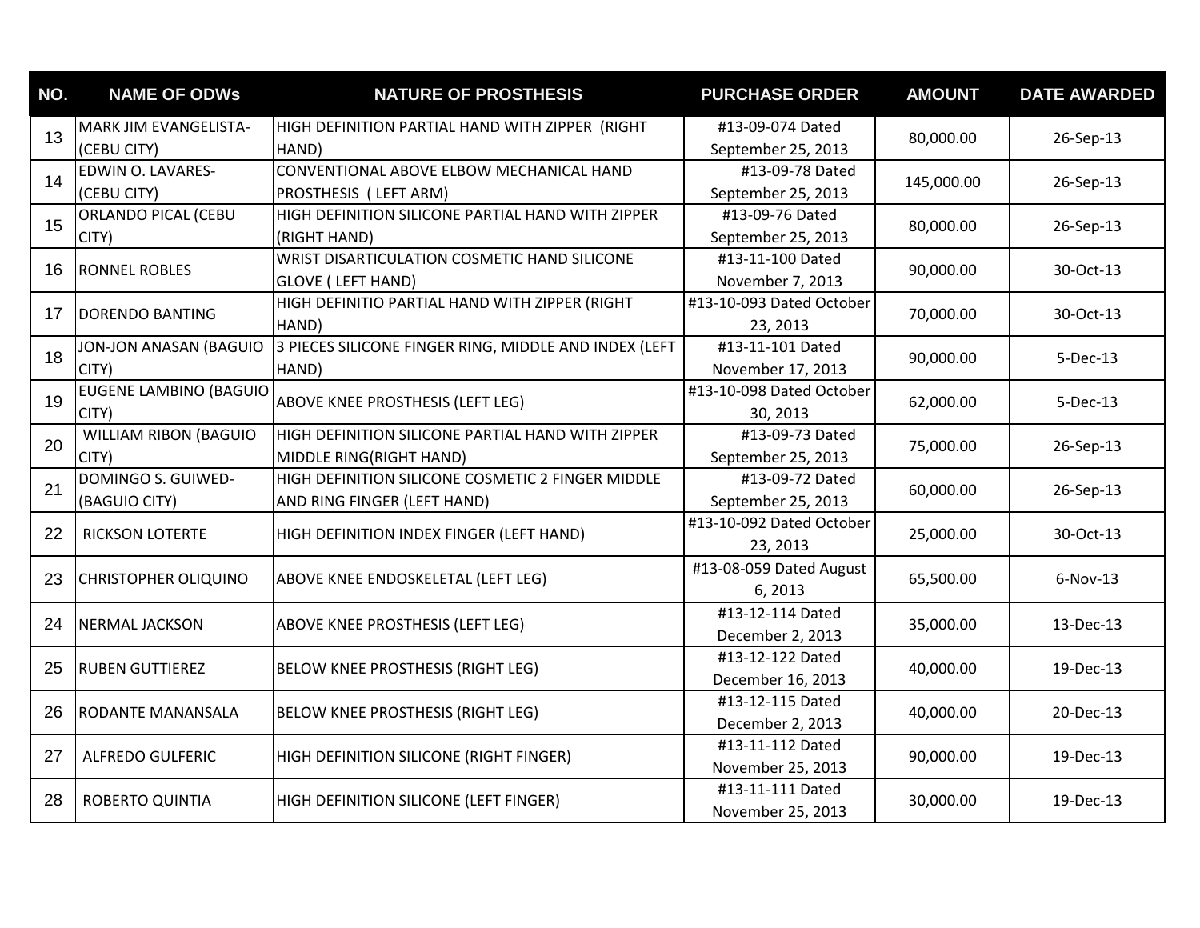| NO. | NAME OF ODWs | NATURE OF PROSTHESIS | PURCHASE ORDER | AMOUNT | DATE AWARDED |
| --- | --- | --- | --- | --- | --- |
| 13 | MARK JIM EVANGELISTA-(CEBU CITY) | HIGH DEFINITION PARTIAL HAND WITH ZIPPER (RIGHT HAND) | #13-09-074 Dated September 25, 2013 | 80,000.00 | 26-Sep-13 |
| 14 | EDWIN O. LAVARES-(CEBU CITY) | CONVENTIONAL ABOVE ELBOW MECHANICAL HAND PROSTHESIS ( LEFT ARM) | #13-09-78 Dated September 25, 2013 | 145,000.00 | 26-Sep-13 |
| 15 | ORLANDO PICAL (CEBU CITY) | HIGH DEFINITION SILICONE PARTIAL HAND WITH ZIPPER (RIGHT HAND) | #13-09-76 Dated September 25, 2013 | 80,000.00 | 26-Sep-13 |
| 16 | RONNEL ROBLES | WRIST DISARTICULATION COSMETIC HAND SILICONE GLOVE ( LEFT HAND) | #13-11-100 Dated November 7, 2013 | 90,000.00 | 30-Oct-13 |
| 17 | DORENDO BANTING | HIGH DEFINITIO PARTIAL HAND WITH ZIPPER (RIGHT HAND) | #13-10-093 Dated October 23, 2013 | 70,000.00 | 30-Oct-13 |
| 18 | JON-JON ANASAN (BAGUIO CITY) | 3 PIECES SILICONE FINGER RING, MIDDLE AND INDEX (LEFT HAND) | #13-11-101 Dated November 17, 2013 | 90,000.00 | 5-Dec-13 |
| 19 | EUGENE LAMBINO (BAGUIO CITY) | ABOVE KNEE PROSTHESIS (LEFT LEG) | #13-10-098 Dated October 30, 2013 | 62,000.00 | 5-Dec-13 |
| 20 | WILLIAM RIBON (BAGUIO CITY) | HIGH DEFINITION SILICONE PARTIAL HAND WITH ZIPPER MIDDLE RING(RIGHT HAND) | #13-09-73 Dated September 25, 2013 | 75,000.00 | 26-Sep-13 |
| 21 | DOMINGO S. GUIWED-(BAGUIO CITY) | HIGH DEFINITION SILICONE COSMETIC 2 FINGER MIDDLE AND RING FINGER (LEFT HAND) | #13-09-72 Dated September 25, 2013 | 60,000.00 | 26-Sep-13 |
| 22 | RICKSON LOTERTE | HIGH DEFINITION INDEX FINGER (LEFT HAND) | #13-10-092 Dated October 23, 2013 | 25,000.00 | 30-Oct-13 |
| 23 | CHRISTOPHER OLIQUINO | ABOVE KNEE ENDOSKELETAL (LEFT LEG) | #13-08-059 Dated August 6, 2013 | 65,500.00 | 6-Nov-13 |
| 24 | NERMAL JACKSON | ABOVE KNEE PROSTHESIS (LEFT LEG) | #13-12-114 Dated December 2, 2013 | 35,000.00 | 13-Dec-13 |
| 25 | RUBEN GUTTIEREZ | BELOW KNEE PROSTHESIS (RIGHT LEG) | #13-12-122 Dated December 16, 2013 | 40,000.00 | 19-Dec-13 |
| 26 | RODANTE MANANSALA | BELOW KNEE PROSTHESIS (RIGHT LEG) | #13-12-115 Dated December 2, 2013 | 40,000.00 | 20-Dec-13 |
| 27 | ALFREDO GULFERIC | HIGH DEFINITION SILICONE (RIGHT FINGER) | #13-11-112 Dated November 25, 2013 | 90,000.00 | 19-Dec-13 |
| 28 | ROBERTO QUINTIA | HIGH DEFINITION SILICONE (LEFT FINGER) | #13-11-111 Dated November 25, 2013 | 30,000.00 | 19-Dec-13 |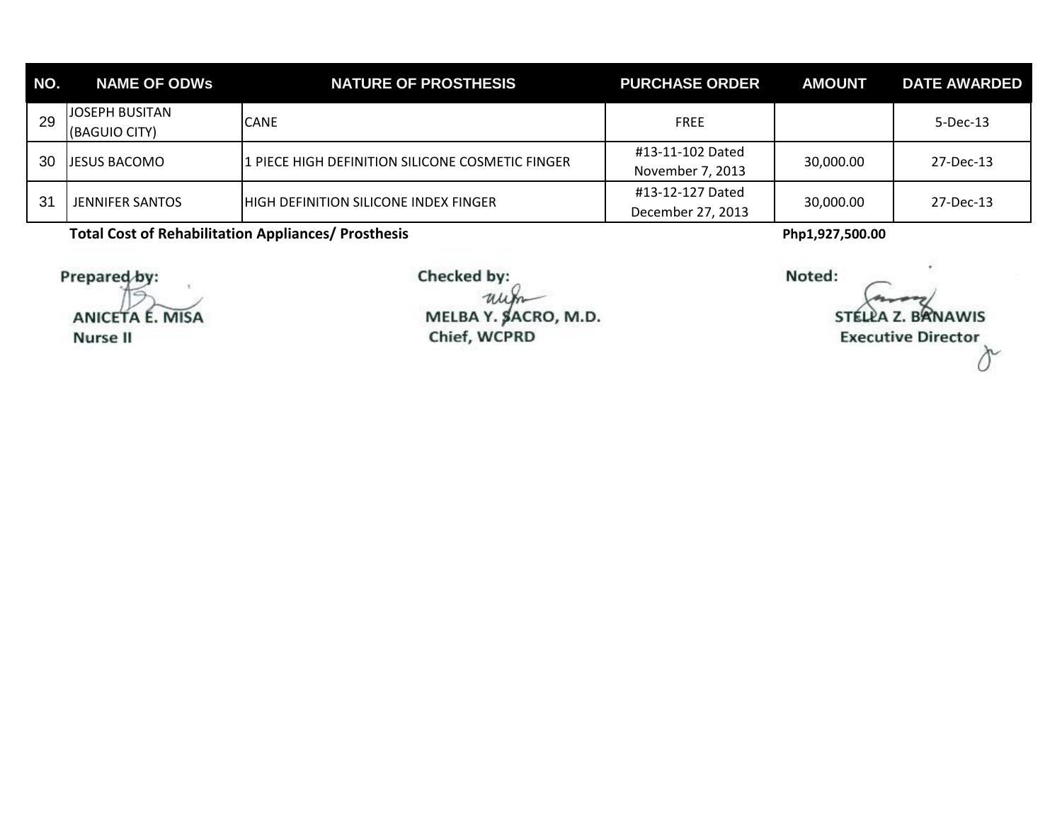| NO. | NAME OF ODWs | NATURE OF PROSTHESIS | PURCHASE ORDER | AMOUNT | DATE AWARDED |
|---|---|---|---|---|---|
| 29 | JOSEPH BUSITAN (BAGUIO CITY) | CANE | FREE | | 5-Dec-13 |
| 30 | JESUS BACOMO | 1 PIECE HIGH DEFINITION SILICONE COSMETIC FINGER | #13-11-102 Dated November 7, 2013 | 30,000.00 | 27-Dec-13 |
| 31 | JENNIFER SANTOS | HIGH DEFINITION SILICONE INDEX FINGER | #13-12-127 Dated December 27, 2013 | 30,000.00 | 27-Dec-13 |

**Total Cost of Rehabilitation Appliances/ Prosthesis** **Php1,927,500.00**

**Prepared by:**

**ANICETA E. MISA**
**Nurse II**

**Checked by:**

**MELBA Y. SACRO, M.D.**
**Chief, WCPRD**

**Noted:**

**STELLA Z. BANAWIS**
**Executive Director**